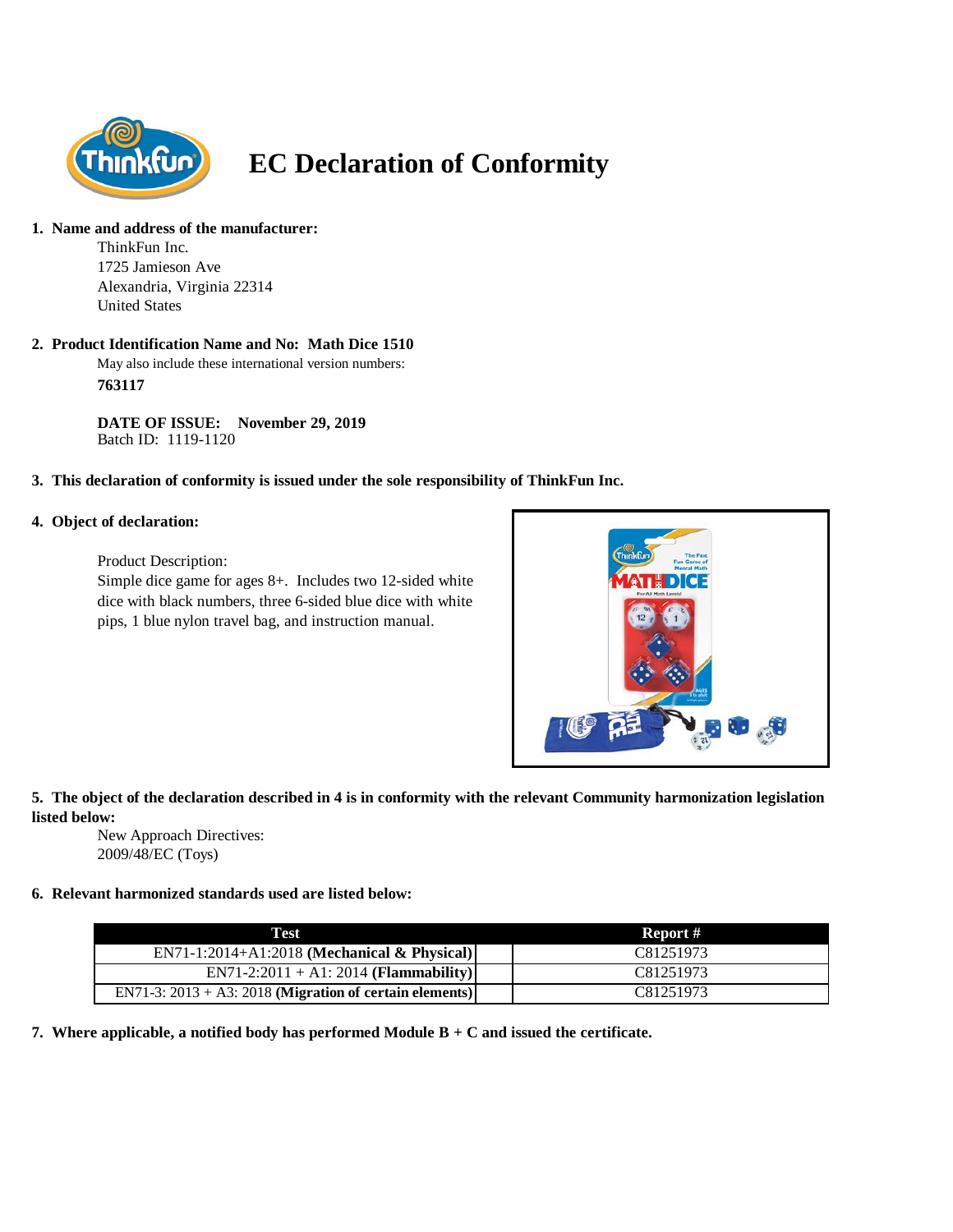# EC Declaration of Conformity

1. **Name and address of the manufacturer:**

   ThinkFun Inc.
   1725 Jamieson Ave
   Alexandria, Virginia 22314
   United States

2. **Product Identification Name and No: Math Dice 1510**

   May also include these international version numbers:

   **763117**

   **DATE OF ISSUE: November 29, 2019**
   Batch ID: 1119-1120

3. **This declaration of conformity is issued under the sole responsibility of ThinkFun Inc.**

4. **Object of declaration:**

   Product Description:
   Simple dice game for ages 8+. Includes two 12-sided white dice with black numbers, three 6-sided blue dice with white pips, 1 blue nylon travel bag, and instruction manual.

5. **The object of the declaration described in 4 is in conformity with the relevant Community harmonization legislation listed below:**

   New Approach Directives:
   2009/48/EC (Toys)

6. **Relevant harmonized standards used are listed below:**

| Test | Report # |
|---|---|
| EN71-1:2014+A1:2018 **(Mechanical & Physical)** | C81251973 |
| EN71-2:2011 + A1: 2014 **(Flammability)** | C81251973 |
| EN71-3: 2013 + A3: 2018 **(Migration of certain elements)** | C81251973 |

7. **Where applicable, a notified body has performed Module B + C and issued the certificate.**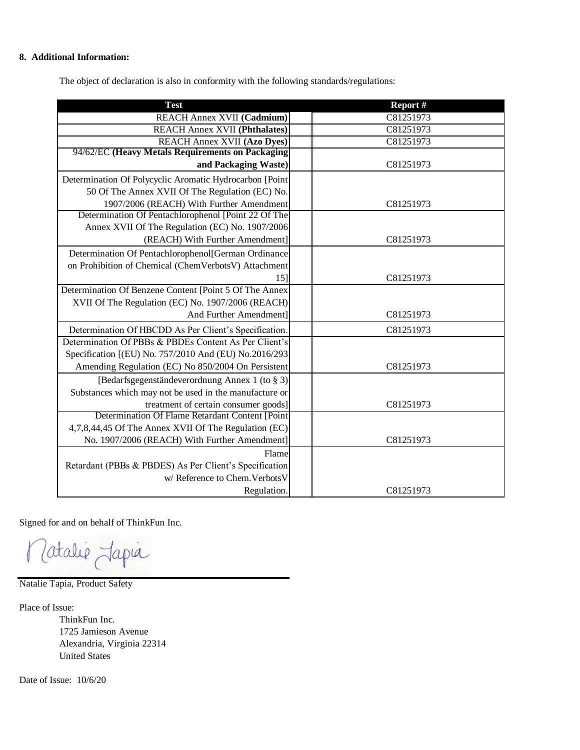**8. Additional Information:**

The object of declaration is also in conformity with the following standards/regulations:

| Test | Report # |
|---|---|
| REACH Annex XVII **(Cadmium)** | C81251973 |
| REACH Annex XVII **(Phthalates)** | C81251973 |
| REACH Annex XVII **(Azo Dyes)** | C81251973 |
| 94/62/EC **(Heavy Metals Requirements on Packaging and Packaging Waste)** | C81251973 |
| Determination Of Polycyclic Aromatic Hydrocarbon [Point 50 Of The Annex XVII Of The Regulation (EC) No. 1907/2006 (REACH) With Further Amendment | C81251973 |
| Determination Of Pentachlorophenol [Point 22 Of The Annex XVII Of The Regulation (EC) No. 1907/2006 (REACH) With Further Amendment] | C81251973 |
| Determination Of Pentachlorophenol[German Ordinance on Prohibition of Chemical (ChemVerbotsV) Attachment 15] | C81251973 |
| Determination Of Benzene Content [Point 5 Of The Annex XVII Of The Regulation (EC) No. 1907/2006 (REACH) And Further Amendment] | C81251973 |
| Determination Of HBCDD As Per Client's Specification. | C81251973 |
| Determination Of PBBs & PBDEs Content As Per Client's Specification [(EU) No. 757/2010 And (EU) No.2016/293 Amending Regulation (EC) No 850/2004 On Persistent | C81251973 |
| [Bedarfsgegenständeverordnung Annex 1 (to § 3) Substances which may not be used in the manufacture or treatment of certain consumer goods] | C81251973 |
| Determination Of Flame Retardant Content [Point 4,7,8,44,45 Of The Annex XVII Of The Regulation (EC) No. 1907/2006 (REACH) With Further Amendment] | C81251973 |
| Flame Retardant (PBBs & PBDES) As Per Client's Specification w/ Reference to Chem.VerbotsV Regulation. | C81251973 |

Signed for and on behalf of ThinkFun Inc.

Natalie Tapia

Natalie Tapia, Product Safety

Place of Issue:

ThinkFun Inc.
1725 Jamieson Avenue
Alexandria, Virginia 22314
United States

Date of Issue: 10/6/20